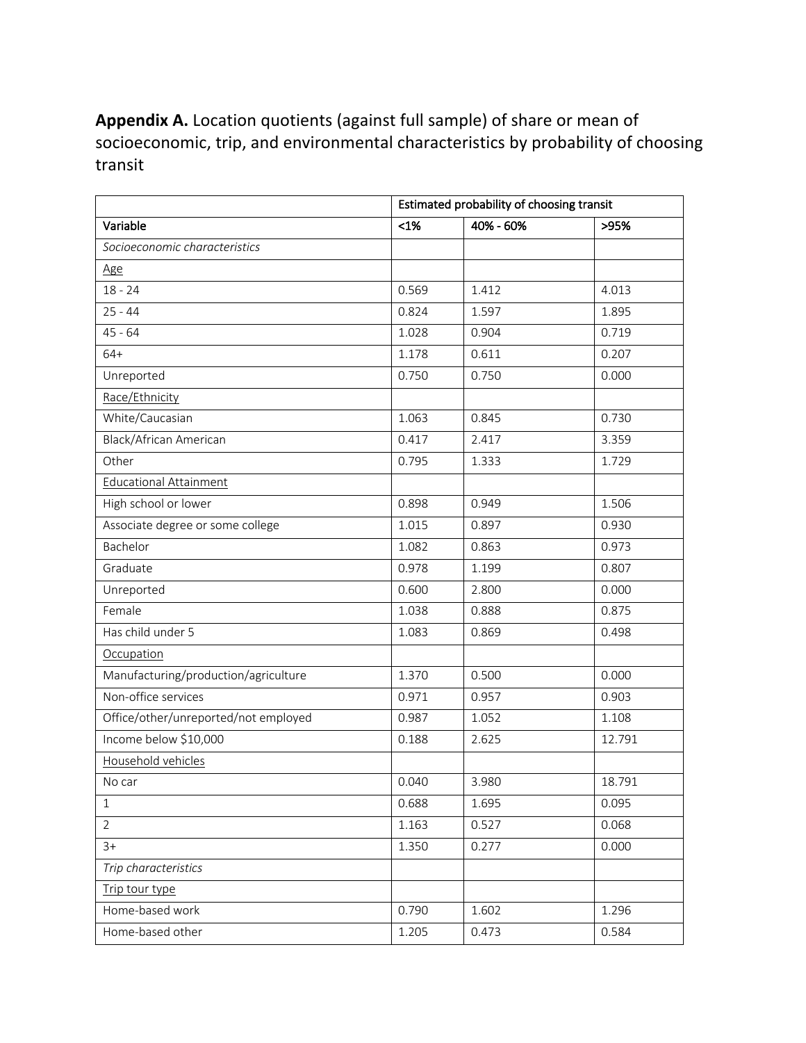**Appendix A.** Location quotients (against full sample) of share or mean of socioeconomic, trip, and environmental characteristics by probability of choosing transit

| | Estimated probability of choosing transit | | |
|---|---|---|---|
| Variable | <1% | 40% - 60% | >95% |
| *Socioeconomic characteristics* | | | |
| Age | | | |
| 18 - 24 | 0.569 | 1.412 | 4.013 |
| 25 - 44 | 0.824 | 1.597 | 1.895 |
| 45 - 64 | 1.028 | 0.904 | 0.719 |
| 64+ | 1.178 | 0.611 | 0.207 |
| Unreported | 0.750 | 0.750 | 0.000 |
| Race/Ethnicity | | | |
| White/Caucasian | 1.063 | 0.845 | 0.730 |
| Black/African American | 0.417 | 2.417 | 3.359 |
| Other | 0.795 | 1.333 | 1.729 |
| Educational Attainment | | | |
| High school or lower | 0.898 | 0.949 | 1.506 |
| Associate degree or some college | 1.015 | 0.897 | 0.930 |
| Bachelor | 1.082 | 0.863 | 0.973 |
| Graduate | 0.978 | 1.199 | 0.807 |
| Unreported | 0.600 | 2.800 | 0.000 |
| Female | 1.038 | 0.888 | 0.875 |
| Has child under 5 | 1.083 | 0.869 | 0.498 |
| Occupation | | | |
| Manufacturing/production/agriculture | 1.370 | 0.500 | 0.000 |
| Non-office services | 0.971 | 0.957 | 0.903 |
| Office/other/unreported/not employed | 0.987 | 1.052 | 1.108 |
| Income below $10,000 | 0.188 | 2.625 | 12.791 |
| Household vehicles | | | |
| No car | 0.040 | 3.980 | 18.791 |
| 1 | 0.688 | 1.695 | 0.095 |
| 2 | 1.163 | 0.527 | 0.068 |
| 3+ | 1.350 | 0.277 | 0.000 |
| *Trip characteristics* | | | |
| Trip tour type | | | |
| Home-based work | 0.790 | 1.602 | 1.296 |
| Home-based other | 1.205 | 0.473 | 0.584 |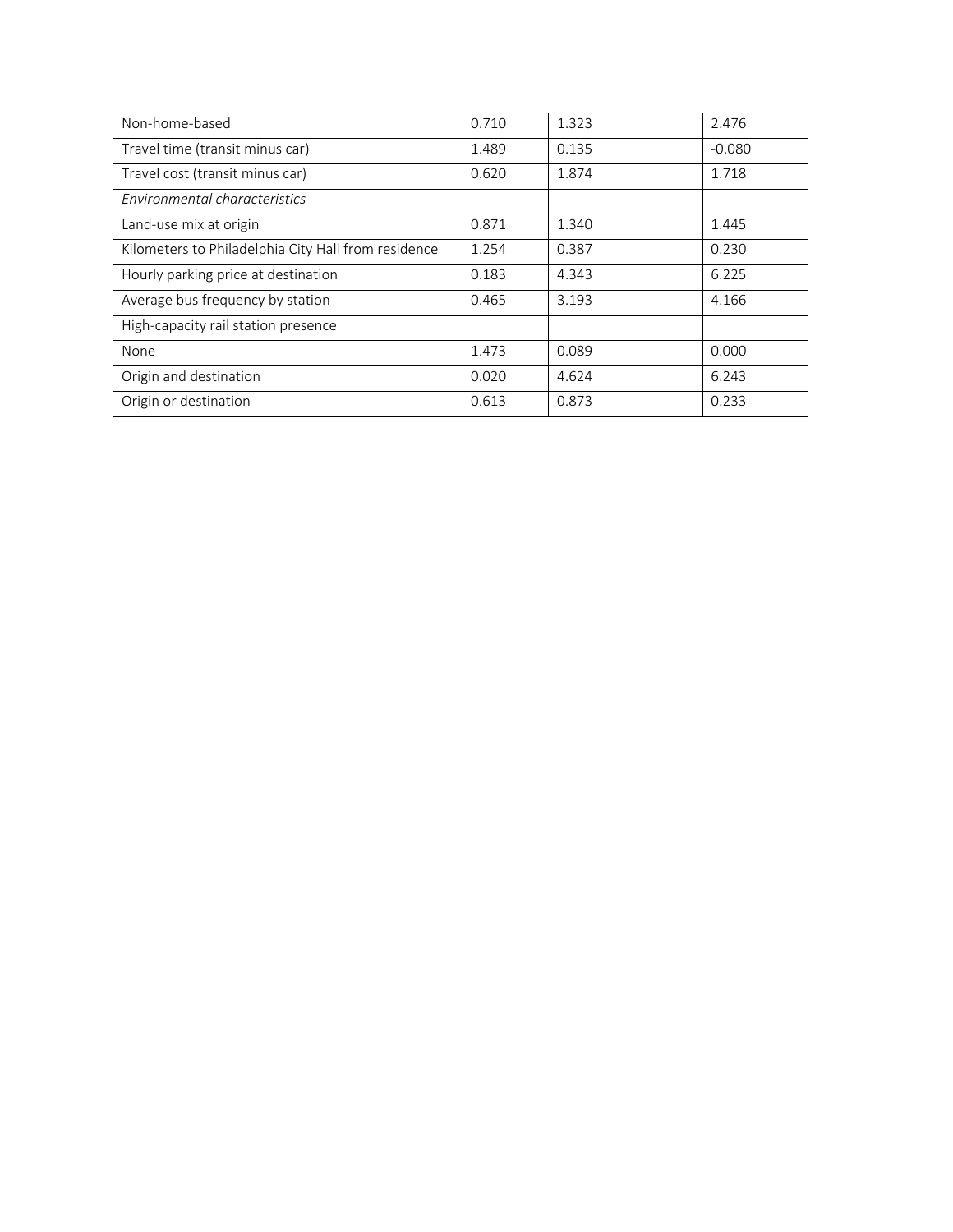| | | | |
|---|---|---|---|
| Non-home-based | 0.710 | 1.323 | 2.476 |
| Travel time (transit minus car) | 1.489 | 0.135 | -0.080 |
| Travel cost (transit minus car) | 0.620 | 1.874 | 1.718 |
| *Environmental characteristics* | | | |
| Land-use mix at origin | 0.871 | 1.340 | 1.445 |
| Kilometers to Philadelphia City Hall from residence | 1.254 | 0.387 | 0.230 |
| Hourly parking price at destination | 0.183 | 4.343 | 6.225 |
| Average bus frequency by station | 0.465 | 3.193 | 4.166 |
| High-capacity rail station presence | | | |
| None | 1.473 | 0.089 | 0.000 |
| Origin and destination | 0.020 | 4.624 | 6.243 |
| Origin or destination | 0.613 | 0.873 | 0.233 |